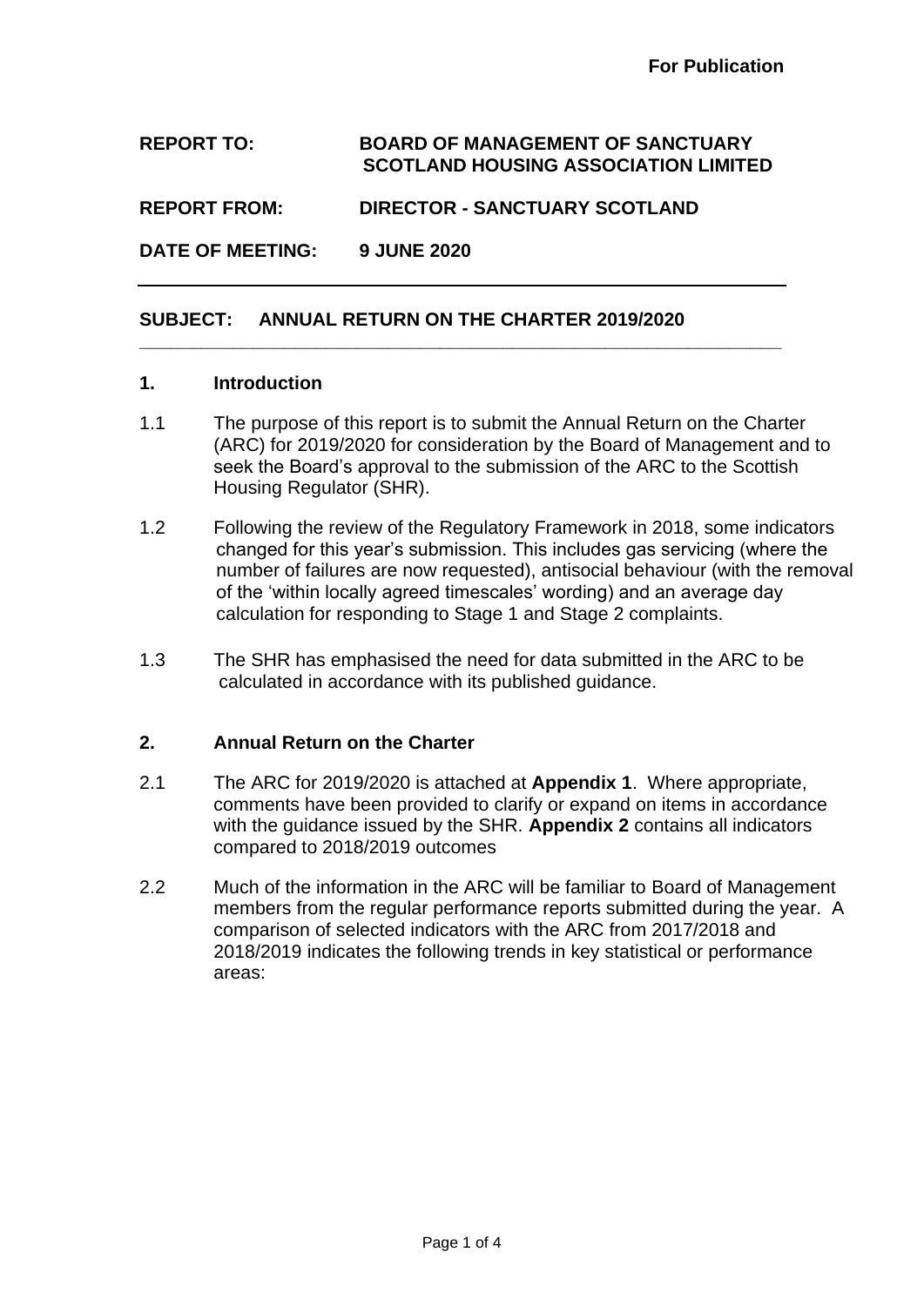**For Publication**

**REPORT TO:** **BOARD OF MANAGEMENT OF SANCTUARY SCOTLAND HOUSING ASSOCIATION LIMITED**

**REPORT FROM:** **DIRECTOR - SANCTUARY SCOTLAND**

**DATE OF MEETING:** **9 JUNE 2020**

---

**SUBJECT: ANNUAL RETURN ON THE CHARTER 2019/2020**

---

## 1. Introduction

1.1 The purpose of this report is to submit the Annual Return on the Charter (ARC) for 2019/2020 for consideration by the Board of Management and to seek the Board's approval to the submission of the ARC to the Scottish Housing Regulator (SHR).

1.2 Following the review of the Regulatory Framework in 2018, some indicators changed for this year's submission. This includes gas servicing (where the number of failures are now requested), antisocial behaviour (with the removal of the 'within locally agreed timescales' wording) and an average day calculation for responding to Stage 1 and Stage 2 complaints.

1.3 The SHR has emphasised the need for data submitted in the ARC to be calculated in accordance with its published guidance.

## 2. Annual Return on the Charter

2.1 The ARC for 2019/2020 is attached at **Appendix 1**. Where appropriate, comments have been provided to clarify or expand on items in accordance with the guidance issued by the SHR. **Appendix 2** contains all indicators compared to 2018/2019 outcomes

2.2 Much of the information in the ARC will be familiar to Board of Management members from the regular performance reports submitted during the year. A comparison of selected indicators with the ARC from 2017/2018 and 2018/2019 indicates the following trends in key statistical or performance areas: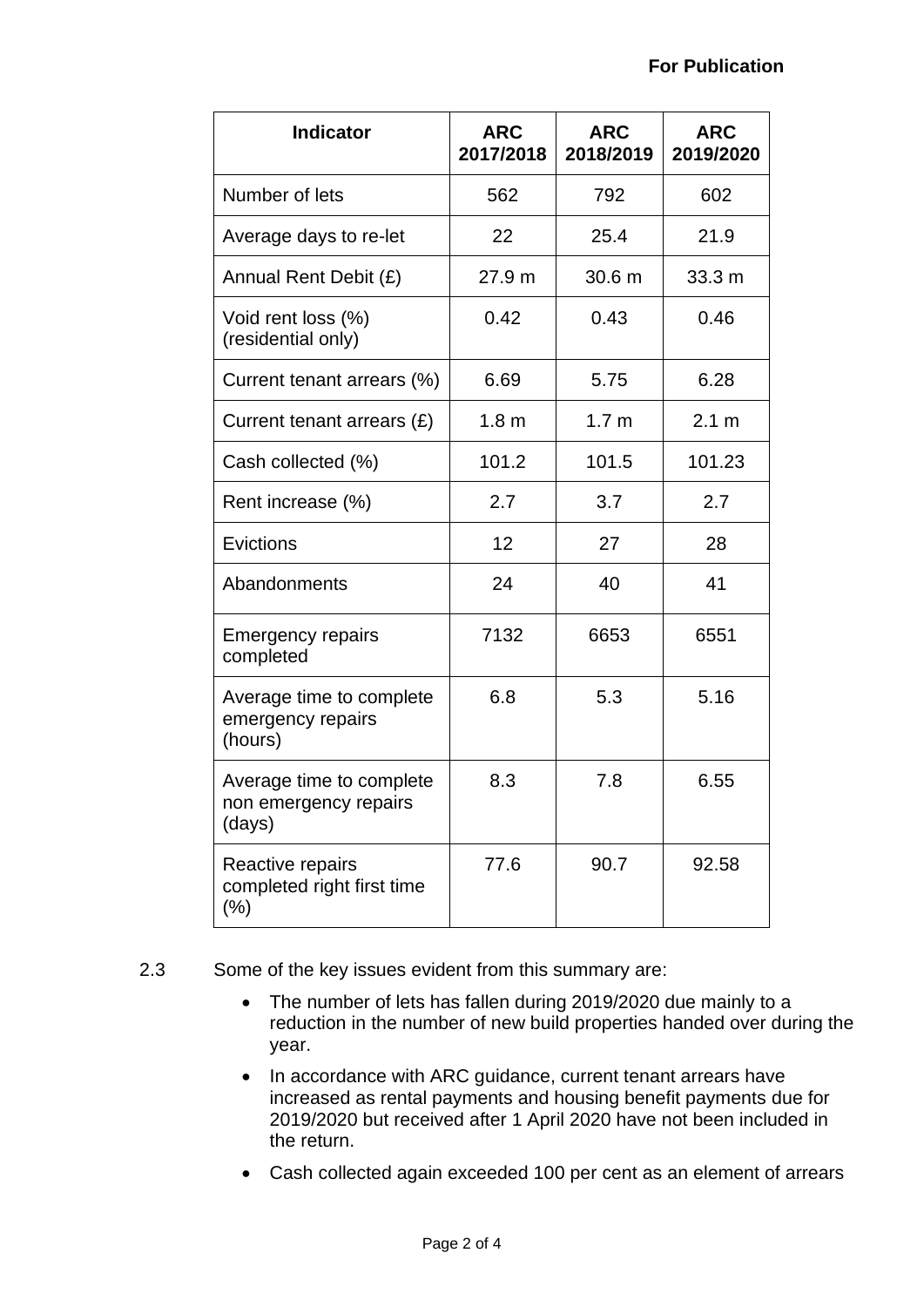**For Publication**

| Indicator | ARC 2017/2018 | ARC 2018/2019 | ARC 2019/2020 |
|---|---|---|---|
| Number of lets | 562 | 792 | 602 |
| Average days to re-let | 22 | 25.4 | 21.9 |
| Annual Rent Debit (£) | 27.9 m | 30.6 m | 33.3 m |
| Void rent loss (%) (residential only) | 0.42 | 0.43 | 0.46 |
| Current tenant arrears (%) | 6.69 | 5.75 | 6.28 |
| Current tenant arrears (£) | 1.8 m | 1.7 m | 2.1 m |
| Cash collected (%) | 101.2 | 101.5 | 101.23 |
| Rent increase (%) | 2.7 | 3.7 | 2.7 |
| Evictions | 12 | 27 | 28 |
| Abandonments | 24 | 40 | 41 |
| Emergency repairs completed | 7132 | 6653 | 6551 |
| Average time to complete emergency repairs (hours) | 6.8 | 5.3 | 5.16 |
| Average time to complete non emergency repairs (days) | 8.3 | 7.8 | 6.55 |
| Reactive repairs completed right first time (%) | 77.6 | 90.7 | 92.58 |

2.3 Some of the key issues evident from this summary are:

- The number of lets has fallen during 2019/2020 due mainly to a reduction in the number of new build properties handed over during the year.
- In accordance with ARC guidance, current tenant arrears have increased as rental payments and housing benefit payments due for 2019/2020 but received after 1 April 2020 have not been included in the return.
- Cash collected again exceeded 100 per cent as an element of arrears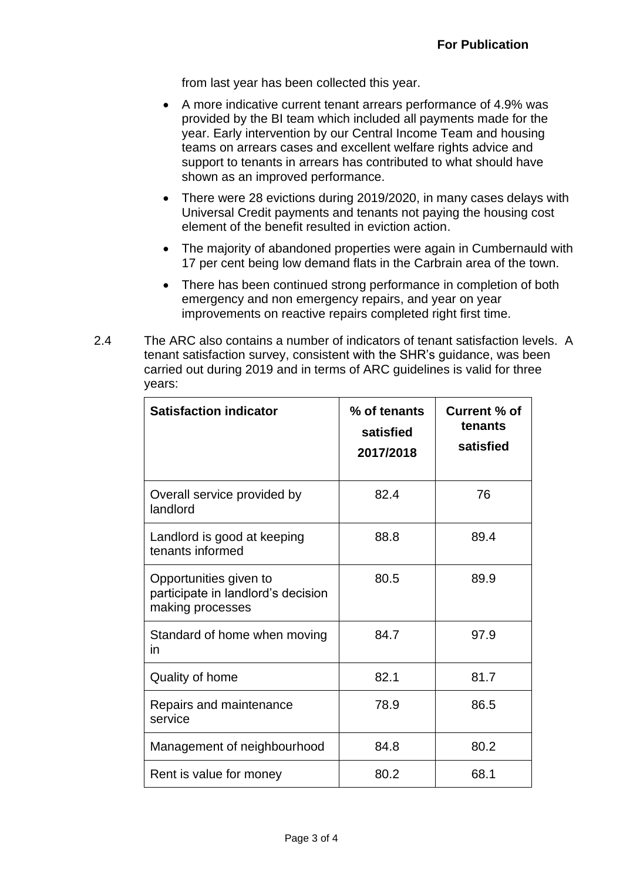from last year has been collected this year.

- A more indicative current tenant arrears performance of 4.9% was provided by the BI team which included all payments made for the year. Early intervention by our Central Income Team and housing teams on arrears cases and excellent welfare rights advice and support to tenants in arrears has contributed to what should have shown as an improved performance.
- There were 28 evictions during 2019/2020, in many cases delays with Universal Credit payments and tenants not paying the housing cost element of the benefit resulted in eviction action.
- The majority of abandoned properties were again in Cumbernauld with 17 per cent being low demand flats in the Carbrain area of the town.
- There has been continued strong performance in completion of both emergency and non emergency repairs, and year on year improvements on reactive repairs completed right first time.

2.4 The ARC also contains a number of indicators of tenant satisfaction levels. A tenant satisfaction survey, consistent with the SHR's guidance, was been carried out during 2019 and in terms of ARC guidelines is valid for three years:

| **Satisfaction indicator** | **% of tenants satisfied 2017/2018** | **Current % of tenants satisfied** |
|---|---|---|
| Overall service provided by landlord | 82.4 | 76 |
| Landlord is good at keeping tenants informed | 88.8 | 89.4 |
| Opportunities given to participate in landlord's decision making processes | 80.5 | 89.9 |
| Standard of home when moving in | 84.7 | 97.9 |
| Quality of home | 82.1 | 81.7 |
| Repairs and maintenance service | 78.9 | 86.5 |
| Management of neighbourhood | 84.8 | 80.2 |
| Rent is value for money | 80.2 | 68.1 |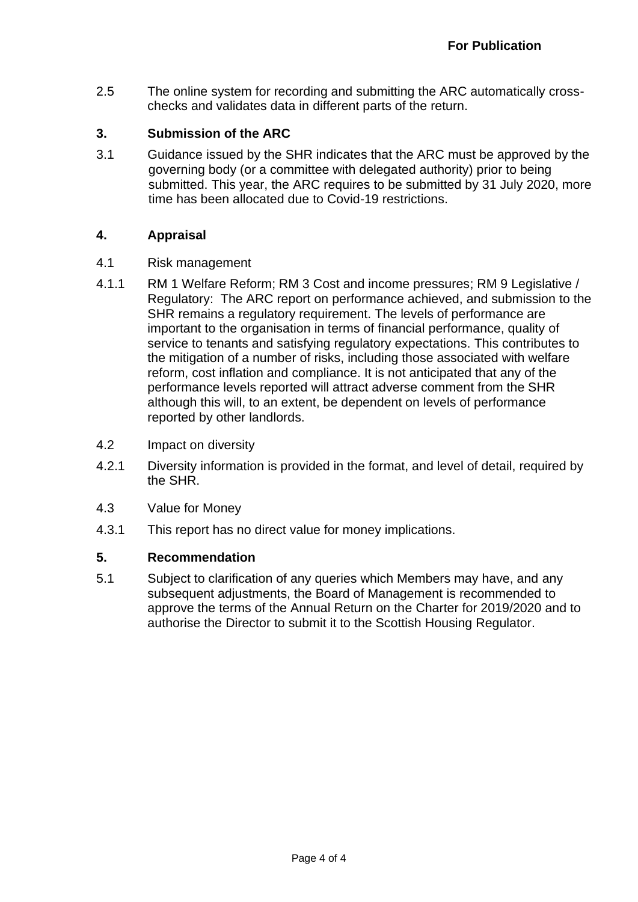**For Publication**

2.5 The online system for recording and submitting the ARC automatically cross-checks and validates data in different parts of the return.

## 3. Submission of the ARC

3.1 Guidance issued by the SHR indicates that the ARC must be approved by the governing body (or a committee with delegated authority) prior to being submitted. This year, the ARC requires to be submitted by 31 July 2020, more time has been allocated due to Covid-19 restrictions.

## 4. Appraisal

4.1 Risk management

4.1.1 RM 1 Welfare Reform; RM 3 Cost and income pressures; RM 9 Legislative / Regulatory: The ARC report on performance achieved, and submission to the SHR remains a regulatory requirement. The levels of performance are important to the organisation in terms of financial performance, quality of service to tenants and satisfying regulatory expectations. This contributes to the mitigation of a number of risks, including those associated with welfare reform, cost inflation and compliance. It is not anticipated that any of the performance levels reported will attract adverse comment from the SHR although this will, to an extent, be dependent on levels of performance reported by other landlords.

4.2 Impact on diversity

4.2.1 Diversity information is provided in the format, and level of detail, required by the SHR.

4.3 Value for Money

4.3.1 This report has no direct value for money implications.

## 5. Recommendation

5.1 Subject to clarification of any queries which Members may have, and any subsequent adjustments, the Board of Management is recommended to approve the terms of the Annual Return on the Charter for 2019/2020 and to authorise the Director to submit it to the Scottish Housing Regulator.